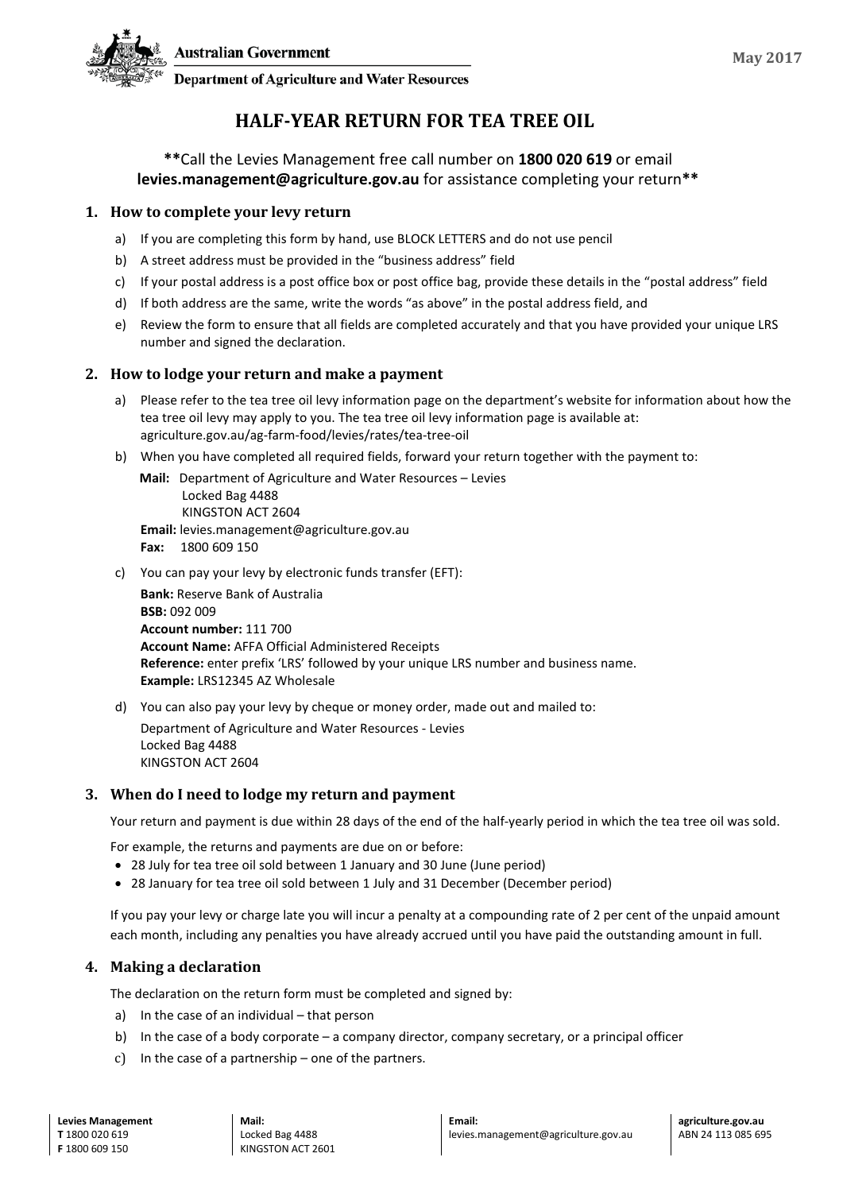Australian Government

Department of Agriculture and Water Resources

May 2017

# HALF-YEAR RETURN FOR TEA TREE OIL

**Call the Levies Management free call number on **1800 020 619** or email **levies.management@agriculture.gov.au** for assistance completing your return**

## 1. How to complete your levy return

a) If you are completing this form by hand, use BLOCK LETTERS and do not use pencil

b) A street address must be provided in the "business address" field

c) If your postal address is a post office box or post office bag, provide these details in the "postal address" field

d) If both address are the same, write the words "as above" in the postal address field, and

e) Review the form to ensure that all fields are completed accurately and that you have provided your unique LRS number and signed the declaration.

## 2. How to lodge your return and make a payment

a) Please refer to the tea tree oil levy information page on the department's website for information about how the tea tree oil levy may apply to you. The tea tree oil levy information page is available at: agriculture.gov.au/ag-farm-food/levies/rates/tea-tree-oil

b) When you have completed all required fields, forward your return together with the payment to:

**Mail:** Department of Agriculture and Water Resources – Levies
Locked Bag 4488
KINGSTON ACT 2604

**Email:** levies.management@agriculture.gov.au

**Fax:** 1800 609 150

c) You can pay your levy by electronic funds transfer (EFT):

**Bank:** Reserve Bank of Australia
**BSB:** 092 009
**Account number:** 111 700
**Account Name:** AFFA Official Administered Receipts
**Reference:** enter prefix 'LRS' followed by your unique LRS number and business name.
**Example:** LRS12345 AZ Wholesale

d) You can also pay your levy by cheque or money order, made out and mailed to:

Department of Agriculture and Water Resources - Levies
Locked Bag 4488
KINGSTON ACT 2604

## 3. When do I need to lodge my return and payment

Your return and payment is due within 28 days of the end of the half-yearly period in which the tea tree oil was sold.

For example, the returns and payments are due on or before:

- 28 July for tea tree oil sold between 1 January and 30 June (June period)
- 28 January for tea tree oil sold between 1 July and 31 December (December period)

If you pay your levy or charge late you will incur a penalty at a compounding rate of 2 per cent of the unpaid amount each month, including any penalties you have already accrued until you have paid the outstanding amount in full.

## 4. Making a declaration

The declaration on the return form must be completed and signed by:

a) In the case of an individual – that person

b) In the case of a body corporate – a company director, company secretary, or a principal officer

c) In the case of a partnership – one of the partners.

**Levies Management**
**T** 1800 020 619
**F** 1800 609 150

**Mail:**
Locked Bag 4488
KINGSTON ACT 2601

**Email:**
levies.management@agriculture.gov.au

**agriculture.gov.au**
ABN 24 113 085 695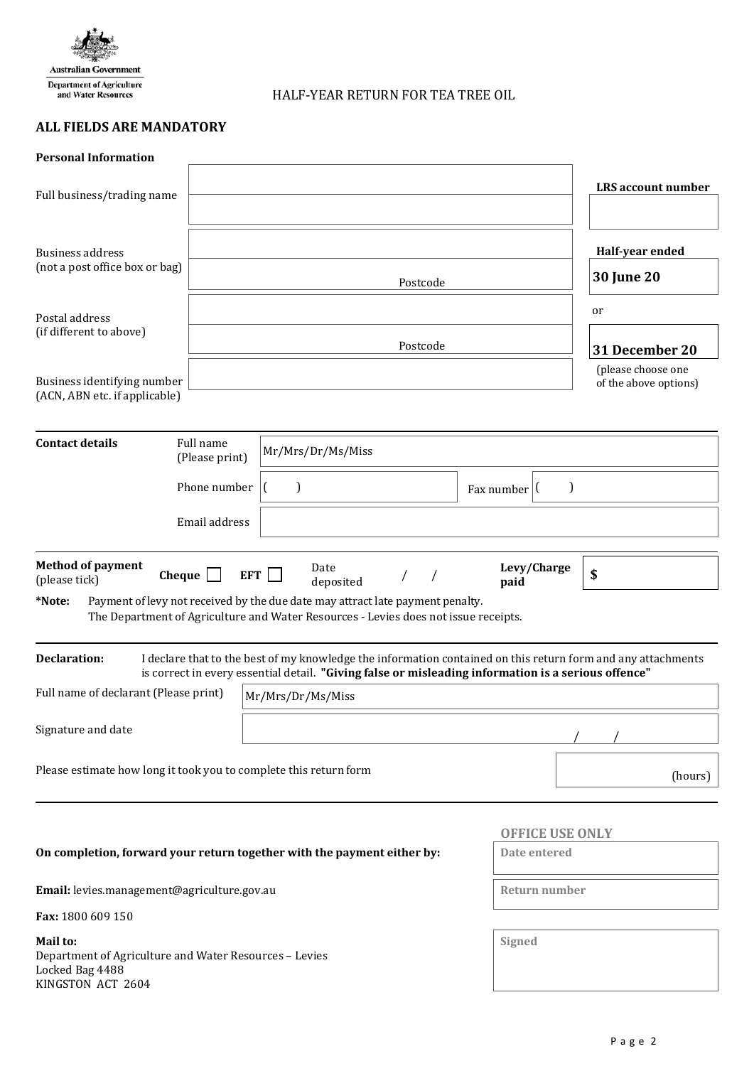Australian Government
Department of Agriculture and Water Resources

# HALF-YEAR RETURN FOR TEA TREE OIL

**ALL FIELDS ARE MANDATORY**

**Personal Information**

| | | |
|---|---|---|
| Full business/trading name | | **LRS account number** |
| Business address (not a post office box or bag) | Postcode | **Half-year ended** **30 June 20** or |
| Postal address (if different to above) | Postcode | **31 December 20** (please choose one of the above options) |
| Business identifying number (ACN, ABN etc. if applicable) | | |

**Contact details**

| | |
|---|---|
| Full name (Please print) | Mr/Mrs/Dr/Ms/Miss |
| Phone number | ( ) |
| Fax number | ( ) |
| Email address | |

**Method of payment** (please tick) **Cheque** ☐ **EFT** ☐ Date deposited / / **Levy/Charge paid** **$**

**\*Note:** Payment of levy not received by the due date may attract late payment penalty.
The Department of Agriculture and Water Resources - Levies does not issue receipts.

**Declaration:** I declare that to the best of my knowledge the information contained on this return form and any attachments is correct in every essential detail. **"Giving false or misleading information is a serious offence"**

| | |
|---|---|
| Full name of declarant (Please print) | Mr/Mrs/Dr/Ms/Miss |
| Signature and date | / / |

Please estimate how long it took you to complete this return form (hours)

**On completion, forward your return together with the payment either by:**

**Email:** levies.management@agriculture.gov.au

**Fax:** 1800 609 150

**Mail to:**
Department of Agriculture and Water Resources – Levies
Locked Bag 4488
KINGSTON ACT 2604

**OFFICE USE ONLY**

| |
|---|
| Date entered |
| Return number |
| Signed |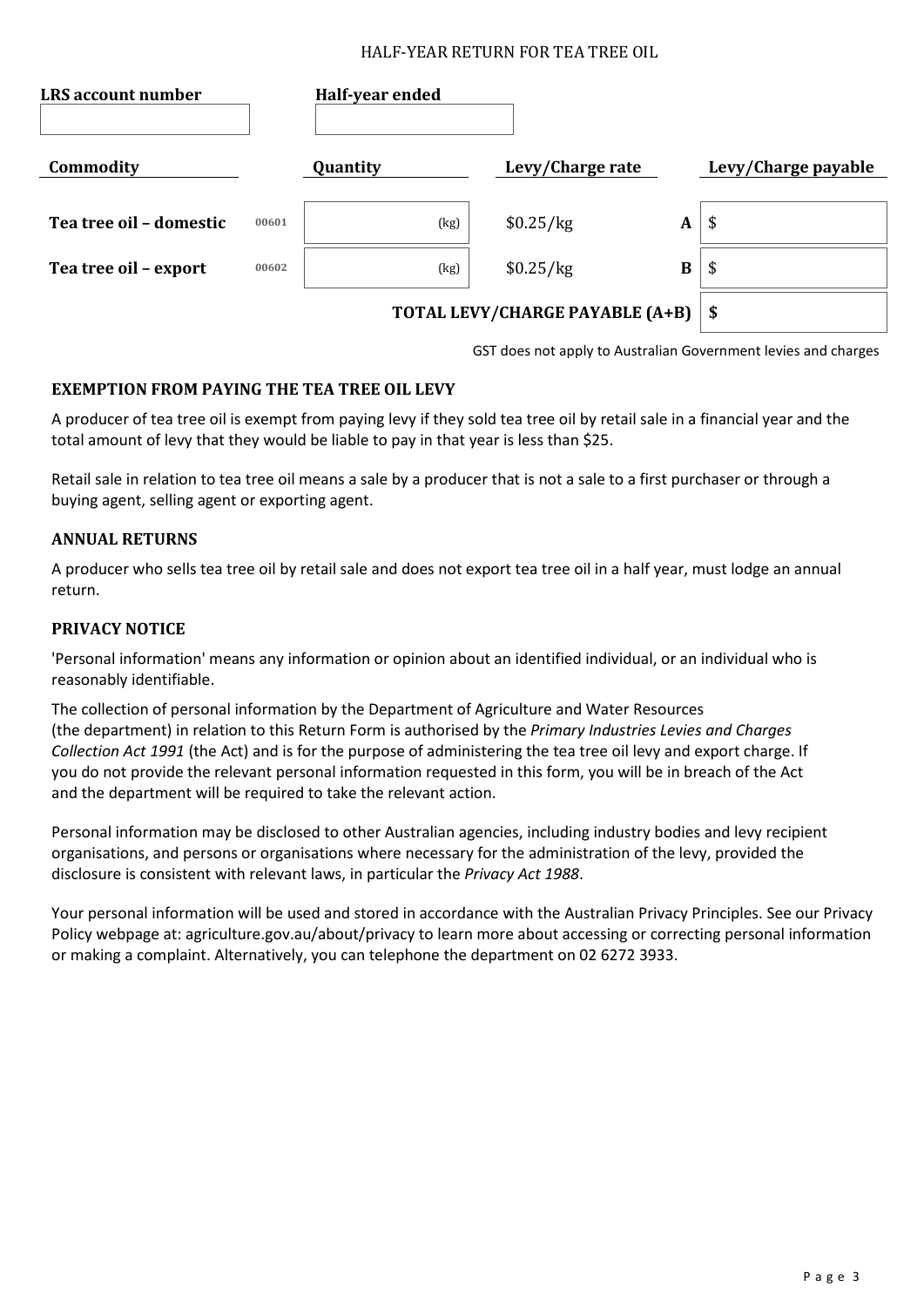HALF-YEAR RETURN FOR TEA TREE OIL

| LRS account number | Half-year ended |
|---|---|
| | |

| Commodity | | Quantity | Levy/Charge rate | | Levy/Charge payable |
|---|---|---|---|---|---|
| **Tea tree oil – domestic** | 00601 | (kg) | $0.25/kg | **A** | $ |
| **Tea tree oil – export** | 00602 | (kg) | $0.25/kg | **B** | $ |
| | | | **TOTAL LEVY/CHARGE PAYABLE (A+B)** | | **$** |

GST does not apply to Australian Government levies and charges

## EXEMPTION FROM PAYING THE TEA TREE OIL LEVY

A producer of tea tree oil is exempt from paying levy if they sold tea tree oil by retail sale in a financial year and the total amount of levy that they would be liable to pay in that year is less than $25.

Retail sale in relation to tea tree oil means a sale by a producer that is not a sale to a first purchaser or through a buying agent, selling agent or exporting agent.

## ANNUAL RETURNS

A producer who sells tea tree oil by retail sale and does not export tea tree oil in a half year, must lodge an annual return.

## PRIVACY NOTICE

'Personal information' means any information or opinion about an identified individual, or an individual who is reasonably identifiable.

The collection of personal information by the Department of Agriculture and Water Resources (the department) in relation to this Return Form is authorised by the *Primary Industries Levies and Charges Collection Act 1991* (the Act) and is for the purpose of administering the tea tree oil levy and export charge. If you do not provide the relevant personal information requested in this form, you will be in breach of the Act and the department will be required to take the relevant action.

Personal information may be disclosed to other Australian agencies, including industry bodies and levy recipient organisations, and persons or organisations where necessary for the administration of the levy, provided the disclosure is consistent with relevant laws, in particular the *Privacy Act 1988*.

Your personal information will be used and stored in accordance with the Australian Privacy Principles. See our Privacy Policy webpage at: agriculture.gov.au/about/privacy to learn more about accessing or correcting personal information or making a complaint. Alternatively, you can telephone the department on 02 6272 3933.